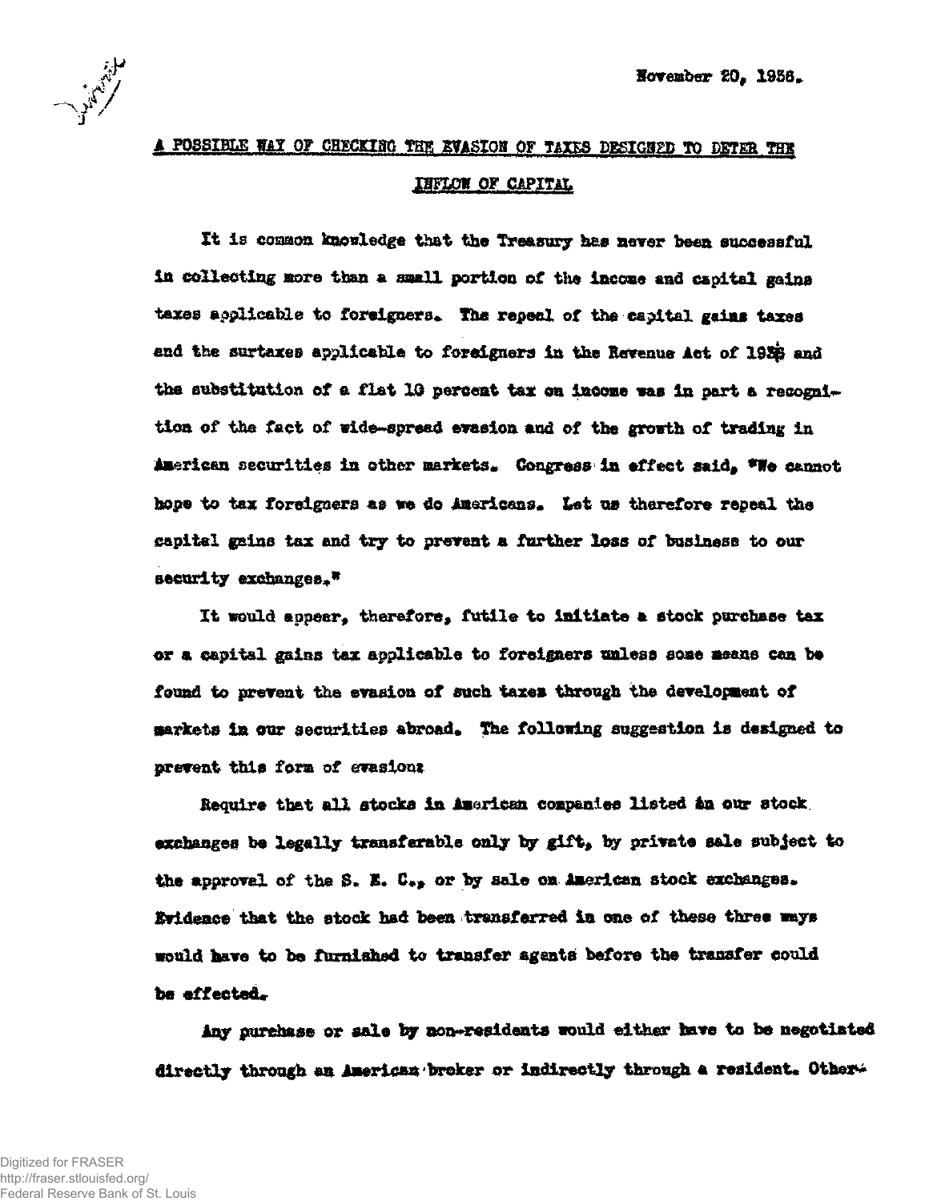November 20, 1936.

## A POSSIBLE WAY OF CHECKING THE EVASION OF TAXES DESIGNED TO DETER THE INFLOW OF CAPITAL

It is common knowledge that the Treasury has never been successful in collecting more than a small portion of the income and capital gains taxes applicable to foreigners. The repeal of the capital gains taxes and the surtaxes applicable to foreigners in the Revenue Act of 1936 and the substitution of a flat 10 percent tax on income was in part a recognition of the fact of wide-spread evasion and of the growth of trading in American securities in other markets. Congress in effect said, "We cannot hope to tax foreigners as we do Americans. Let us therefore repeal the capital gains tax and try to prevent a further loss of business to our security exchanges."

It would appear, therefore, futile to initiate a stock purchase tax or a capital gains tax applicable to foreigners unless some means can be found to prevent the evasion of such taxes through the development of markets in our securities abroad. The following suggestion is designed to prevent this form of evasion:

Require that all stocks in American companies listed in our stock exchanges be legally transferable only by gift, by private sale subject to the approval of the S. E. C., or by sale on American stock exchanges. Evidence that the stock had been transferred in one of these three ways would have to be furnished to transfer agents before the transfer could be effected.

Any purchase or sale by non-residents would either have to be negotiated directly through an American broker or indirectly through a resident. Other-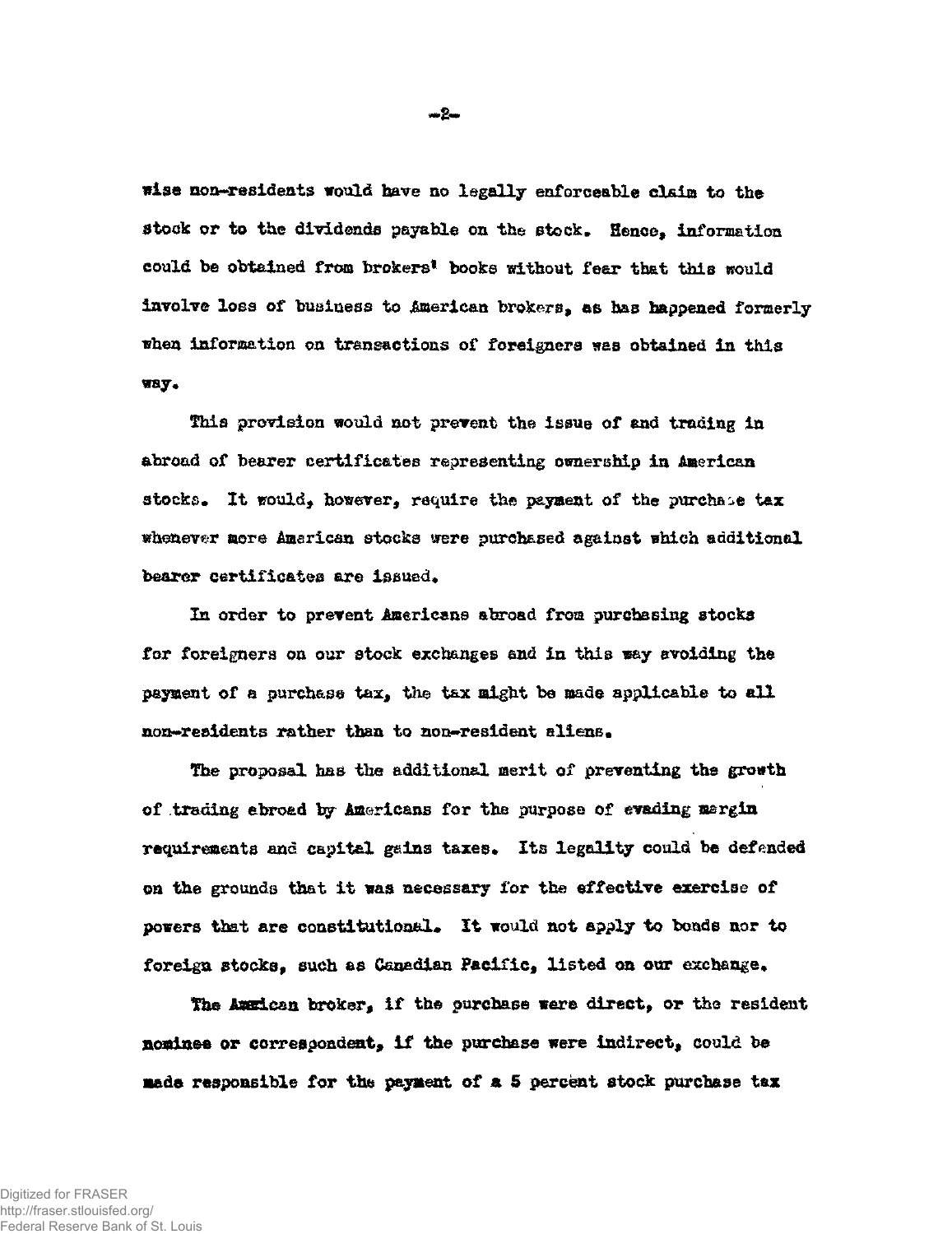wise non-residents would have no legally enforceable claim to the stock or to the dividends payable on the stock. Hence, information could be obtained from brokers' books without fear that this would involve loss of business to American brokers, as has happened formerly when information on transactions of foreigners was obtained in this way.

This provision would not prevent the issue of and trading in abroad of bearer certificates representing ownership in American stocks. It would, however, require the payment of the purchase tax whenever more American stocks were purchased against which additional bearer certificates are issued.

In order to prevent Americans abroad from purchasing stocks for foreigners on our stock exchanges and in this way avoiding the payment of a purchase tax, the tax might be made applicable to all non-residents rather than to non-resident aliens.

The proposal has the additional merit of preventing the growth of trading abroad by Americans for the purpose of evading margin requirements and capital gains taxes. Its legality could be defended on the grounds that it was necessary for the effective exercise of powers that are constitutional. It would not apply to bonds nor to foreign stocks, such as Canadian Pacific, listed on our exchange.

The American broker, if the purchase were direct, or the resident nominee or correspondent, if the purchase were indirect, could be made responsible for the payment of a 5 percent stock purchase tax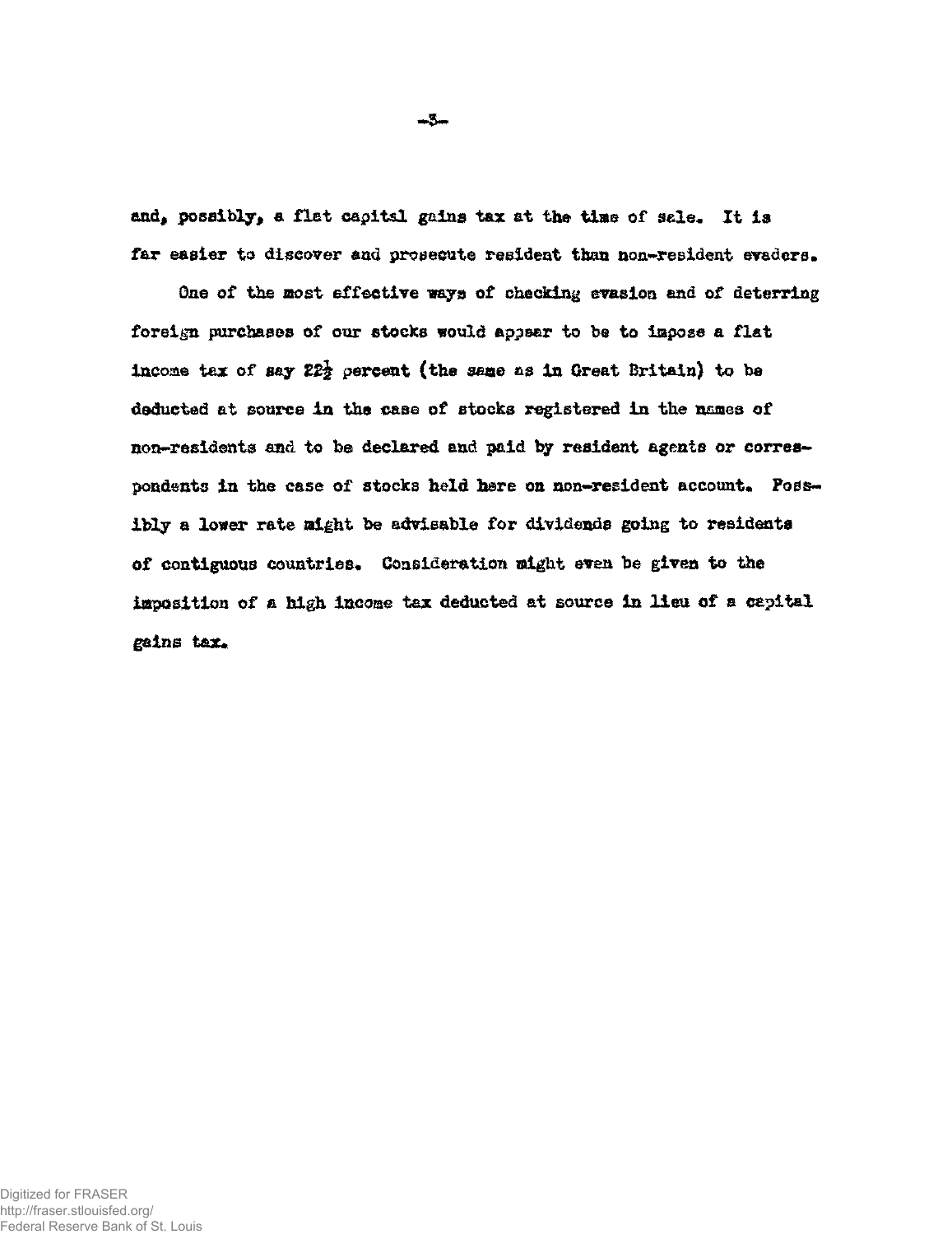and, possibly, a flat capital gains tax at the time of sale. It is far easier to discover and prosecute resident than non-resident evaders.

One of the most effective ways of checking evasion and of deterring foreign purchases of our stocks would appear to be to impose a flat income tax of say 22½ percent (the same as in Great Britain) to be deducted at source in the case of stocks registered in the names of non-residents and to be declared and paid by resident agents or correspondents in the case of stocks held here on non-resident account. Possibly a lower rate might be advisable for dividends going to residents of contiguous countries. Consideration might even be given to the imposition of a high income tax deducted at source in lieu of a capital gains tax.